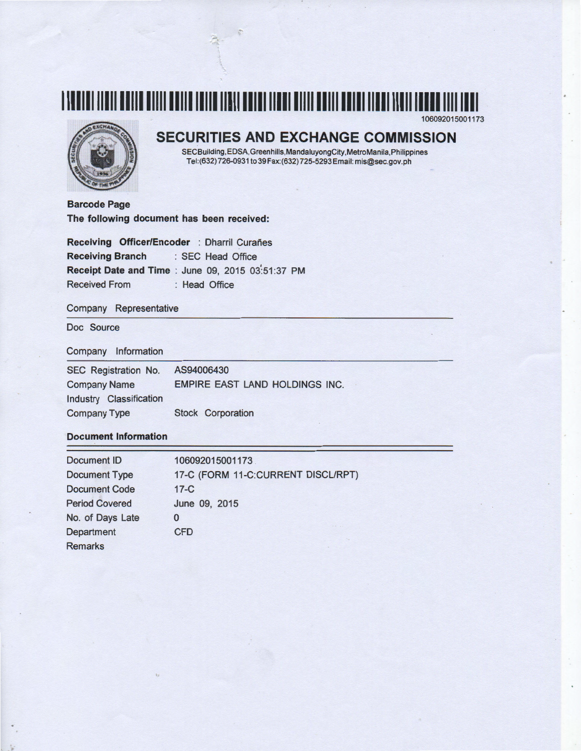106092015001173

# SECURITIES AND EXCHANGE COMMISSION

SECBuilding,EDSA,Greenhills,MandaluyongCity,MetroManila,Philippines
Tel:(632)726-0931 to 39 Fax:(632)725-5293 Email: mis@sec.gov.ph

**Barcode Page**

**The following document has been received:**

**Receiving Officer/Encoder** : Dharril Curañes
**Receiving Branch** : SEC Head Office
**Receipt Date and Time** : June 09, 2015 03:51:37 PM
Received From : Head Office

Company Representative

Doc Source

Company Information

| | |
|---|---|
| SEC Registration No. | AS94006430 |
| Company Name | EMPIRE EAST LAND HOLDINGS INC. |
| Industry Classification | |
| Company Type | Stock Corporation |

**Document Information**

| | |
|---|---|
| Document ID | 106092015001173 |
| Document Type | 17-C (FORM 11-C:CURRENT DISCL/RPT) |
| Document Code | 17-C |
| Period Covered | June 09, 2015 |
| No. of Days Late | 0 |
| Department | CFD |
| Remarks | |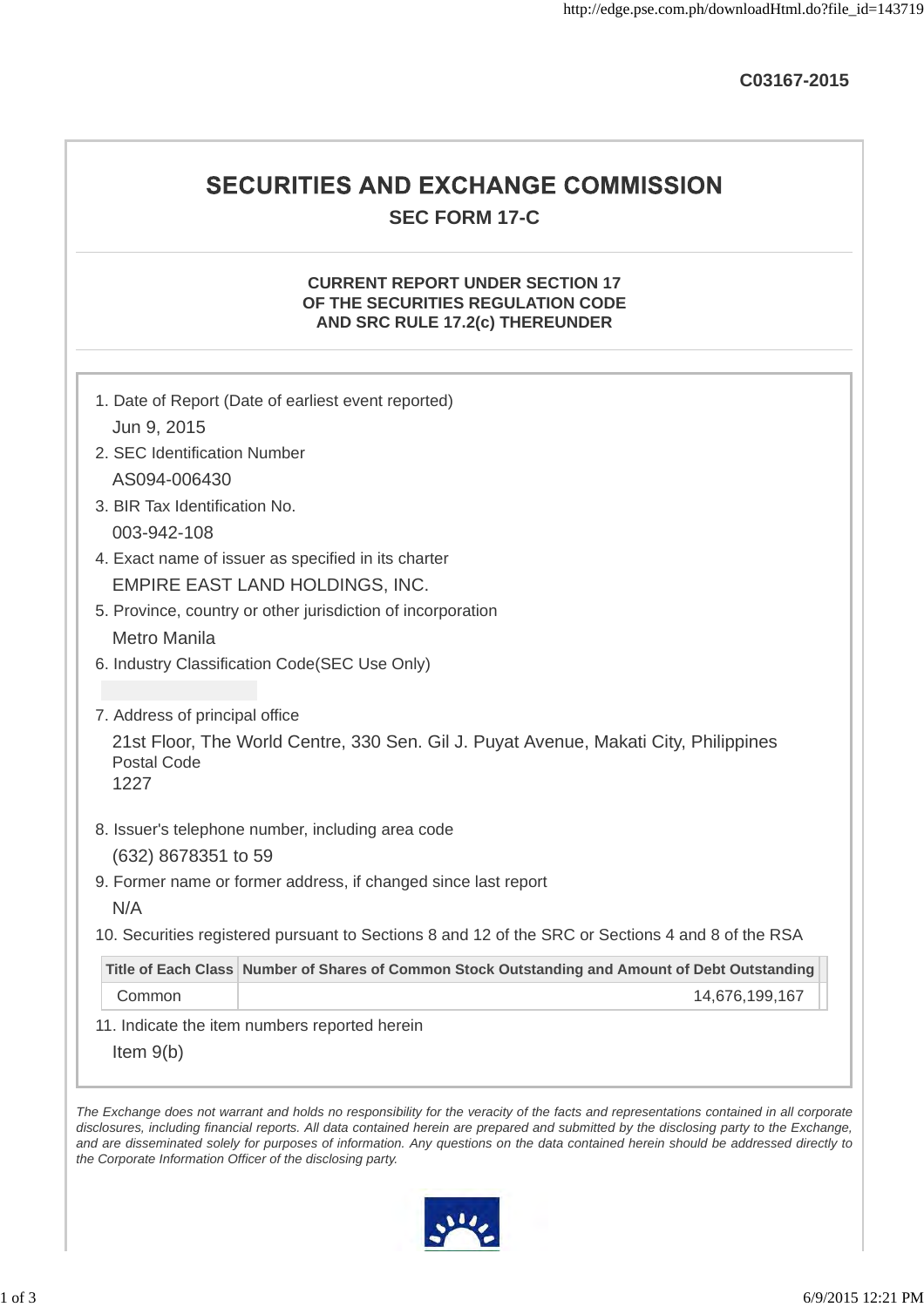C03167-2015

# SECURITIES AND EXCHANGE COMMISSION

## SEC FORM 17-C

### CURRENT REPORT UNDER SECTION 17 OF THE SECURITIES REGULATION CODE AND SRC RULE 17.2(c) THEREUNDER

1. Date of Report (Date of earliest event reported)

   Jun 9, 2015

2. SEC Identification Number

   AS094-006430

3. BIR Tax Identification No.

   003-942-108

4. Exact name of issuer as specified in its charter

   EMPIRE EAST LAND HOLDINGS, INC.

5. Province, country or other jurisdiction of incorporation

   Metro Manila

6. Industry Classification Code(SEC Use Only)

7. Address of principal office

   21st Floor, The World Centre, 330 Sen. Gil J. Puyat Avenue, Makati City, Philippines

   Postal Code

   1227

8. Issuer's telephone number, including area code

   (632) 8678351 to 59

9. Former name or former address, if changed since last report

   N/A

10. Securities registered pursuant to Sections 8 and 12 of the SRC or Sections 4 and 8 of the RSA

| Title of Each Class | Number of Shares of Common Stock Outstanding and Amount of Debt Outstanding |
|---|---|
| Common | 14,676,199,167 |

11. Indicate the item numbers reported herein

    Item 9(b)

*The Exchange does not warrant and holds no responsibility for the veracity of the facts and representations contained in all corporate disclosures, including financial reports. All data contained herein are prepared and submitted by the disclosing party to the Exchange, and are disseminated solely for purposes of information. Any questions on the data contained herein should be addressed directly to the Corporate Information Officer of the disclosing party.*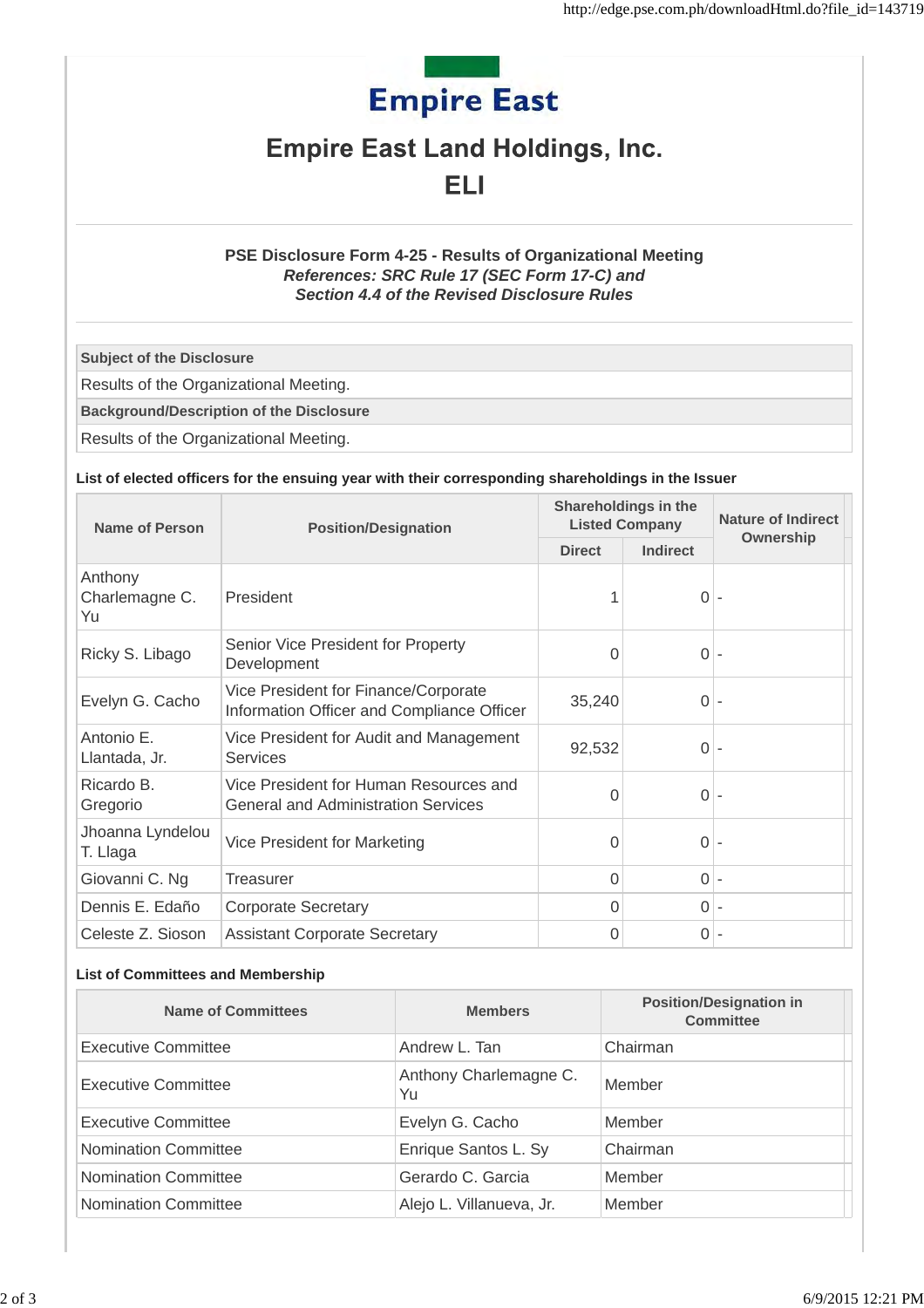# Empire East

# Empire East Land Holdings, Inc.

# ELI

**PSE Disclosure Form 4-25 - Results of Organizational Meeting**
***References: SRC Rule 17 (SEC Form 17-C) and***
***Section 4.4 of the Revised Disclosure Rules***

| **Subject of the Disclosure** |
|---|
| Results of the Organizational Meeting. |
| **Background/Description of the Disclosure** |
| Results of the Organizational Meeting. |

**List of elected officers for the ensuing year with their corresponding shareholdings in the Issuer**

| Name of Person | Position/Designation | Shareholdings in the Listed Company | | Nature of Indirect Ownership |
|---|---|---|---|---|
| | | Direct | Indirect | |
| Anthony Charlemagne C. Yu | President | 1 | 0 | - |
| Ricky S. Libago | Senior Vice President for Property Development | 0 | 0 | - |
| Evelyn G. Cacho | Vice President for Finance/Corporate Information Officer and Compliance Officer | 35,240 | 0 | - |
| Antonio E. Llantada, Jr. | Vice President for Audit and Management Services | 92,532 | 0 | - |
| Ricardo B. Gregorio | Vice President for Human Resources and General and Administration Services | 0 | 0 | - |
| Jhoanna Lyndelou T. Llaga | Vice President for Marketing | 0 | 0 | - |
| Giovanni C. Ng | Treasurer | 0 | 0 | - |
| Dennis E. Edaño | Corporate Secretary | 0 | 0 | - |
| Celeste Z. Sioson | Assistant Corporate Secretary | 0 | 0 | - |

**List of Committees and Membership**

| Name of Committees | Members | Position/Designation in Committee |
|---|---|---|
| Executive Committee | Andrew L. Tan | Chairman |
| Executive Committee | Anthony Charlemagne C. Yu | Member |
| Executive Committee | Evelyn G. Cacho | Member |
| Nomination Committee | Enrique Santos L. Sy | Chairman |
| Nomination Committee | Gerardo C. Garcia | Member |
| Nomination Committee | Alejo L. Villanueva, Jr. | Member |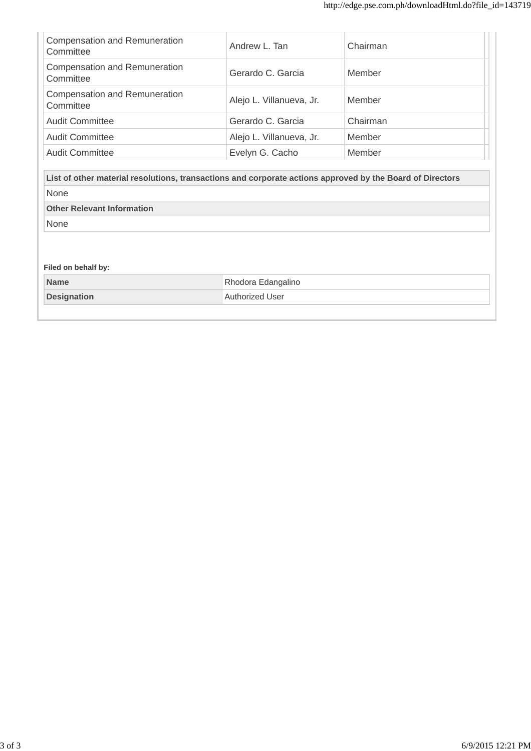| | | |
|---|---|---|
| Compensation and Remuneration Committee | Andrew L. Tan | Chairman |
| Compensation and Remuneration Committee | Gerardo C. Garcia | Member |
| Compensation and Remuneration Committee | Alejo L. Villanueva, Jr. | Member |
| Audit Committee | Gerardo C. Garcia | Chairman |
| Audit Committee | Alejo L. Villanueva, Jr. | Member |
| Audit Committee | Evelyn G. Cacho | Member |

| List of other material resolutions, transactions and corporate actions approved by the Board of Directors |
|---|
| None |

| Other Relevant Information |
|---|
| None |

**Filed on behalf by:**

| | |
|---|---|
| **Name** | Rhodora Edangalino |
| **Designation** | Authorized User |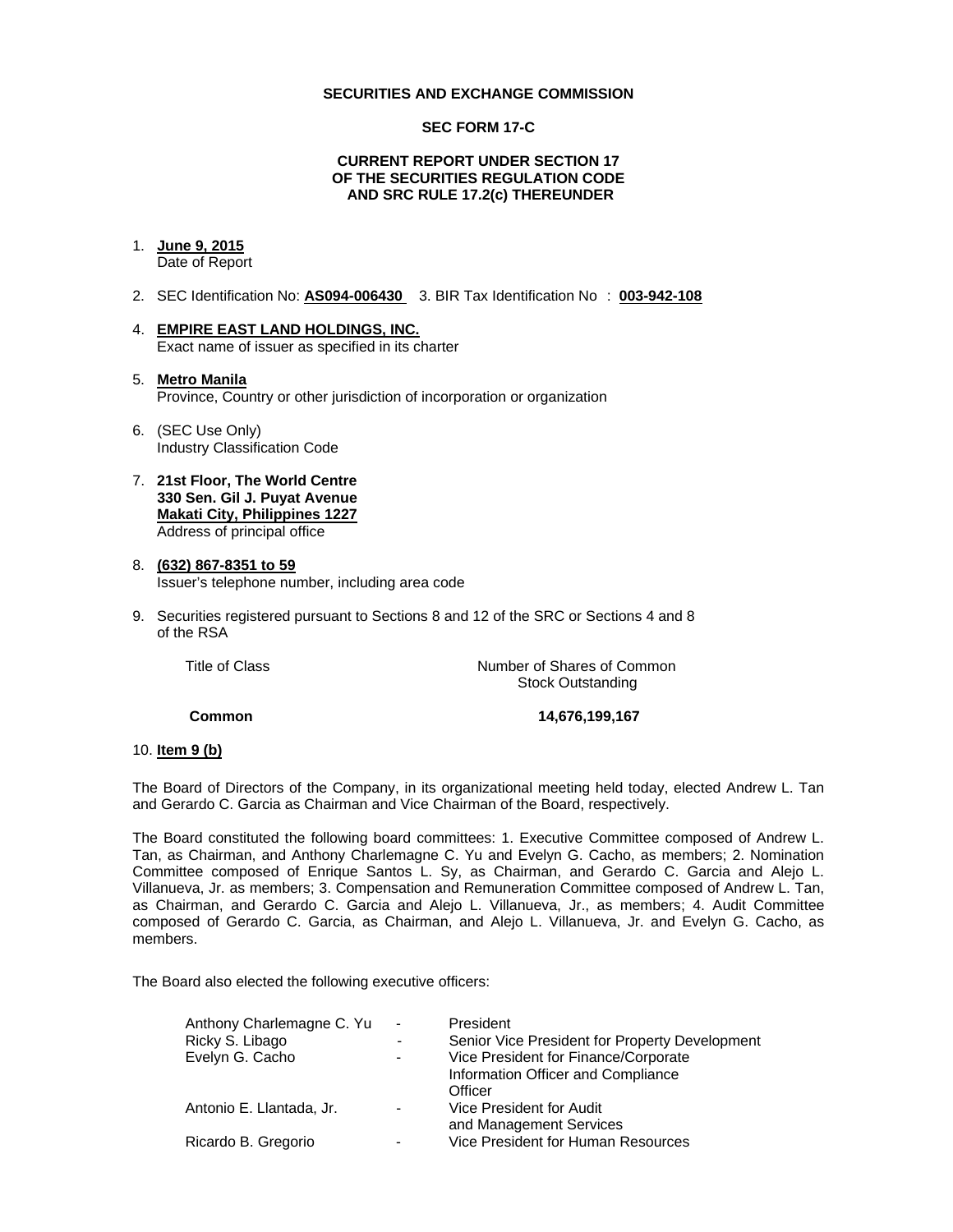**SECURITIES AND EXCHANGE COMMISSION**

**SEC FORM 17-C**

**CURRENT REPORT UNDER SECTION 17 OF THE SECURITIES REGULATION CODE AND SRC RULE 17.2(c) THEREUNDER**

1. **June 9, 2015**
   Date of Report

2. SEC Identification No: **AS094-006430** 3. BIR Tax Identification No : **003-942-108**

4. **EMPIRE EAST LAND HOLDINGS, INC.**
   Exact name of issuer as specified in its charter

5. **Metro Manila**
   Province, Country or other jurisdiction of incorporation or organization

6. (SEC Use Only)
   Industry Classification Code

7. **21st Floor, The World Centre**
   **330 Sen. Gil J. Puyat Avenue**
   **Makati City, Philippines 1227**
   Address of principal office

8. **(632) 867-8351 to 59**
   Issuer's telephone number, including area code

9. Securities registered pursuant to Sections 8 and 12 of the SRC or Sections 4 and 8 of the RSA

| Title of Class | Number of Shares of Common Stock Outstanding |
|---|---|
| **Common** | **14,676,199,167** |

10. **Item 9 (b)**

The Board of Directors of the Company, in its organizational meeting held today, elected Andrew L. Tan and Gerardo C. Garcia as Chairman and Vice Chairman of the Board, respectively.

The Board constituted the following board committees: 1. Executive Committee composed of Andrew L. Tan, as Chairman, and Anthony Charlemagne C. Yu and Evelyn G. Cacho, as members; 2. Nomination Committee composed of Enrique Santos L. Sy, as Chairman, and Gerardo C. Garcia and Alejo L. Villanueva, Jr. as members; 3. Compensation and Remuneration Committee composed of Andrew L. Tan, as Chairman, and Gerardo C. Garcia and Alejo L. Villanueva, Jr., as members; 4. Audit Committee composed of Gerardo C. Garcia, as Chairman, and Alejo L. Villanueva, Jr. and Evelyn G. Cacho, as members.

The Board also elected the following executive officers:

| | | |
|---|---|---|
| Anthony Charlemagne C. Yu | - | President |
| Ricky S. Libago | - | Senior Vice President for Property Development |
| Evelyn G. Cacho | - | Vice President for Finance/Corporate Information Officer and Compliance Officer |
| Antonio E. Llantada, Jr. | - | Vice President for Audit and Management Services |
| Ricardo B. Gregorio | - | Vice President for Human Resources |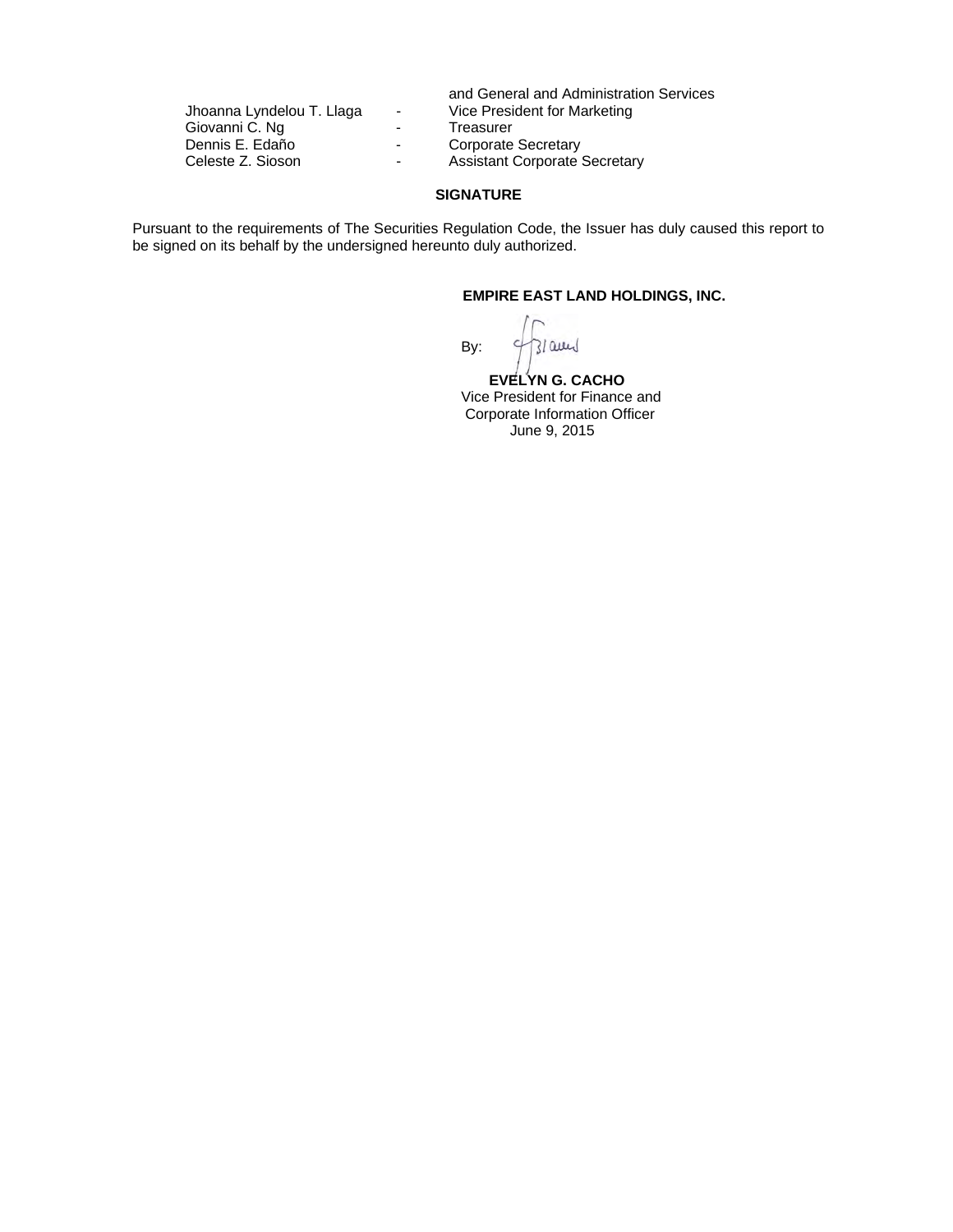| | | |
|---|---|---|
| | | and General and Administration Services |
| Jhoanna Lyndelou T. Llaga | - | Vice President for Marketing |
| Giovanni C. Ng | - | Treasurer |
| Dennis E. Edaño | - | Corporate Secretary |
| Celeste Z. Sioson | - | Assistant Corporate Secretary |

**SIGNATURE**

Pursuant to the requirements of The Securities Regulation Code, the Issuer has duly caused this report to be signed on its behalf by the undersigned hereunto duly authorized.

**EMPIRE EAST LAND HOLDINGS, INC.**

By:

**EVELYN G. CACHO**
Vice President for Finance and
Corporate Information Officer
June 9, 2015